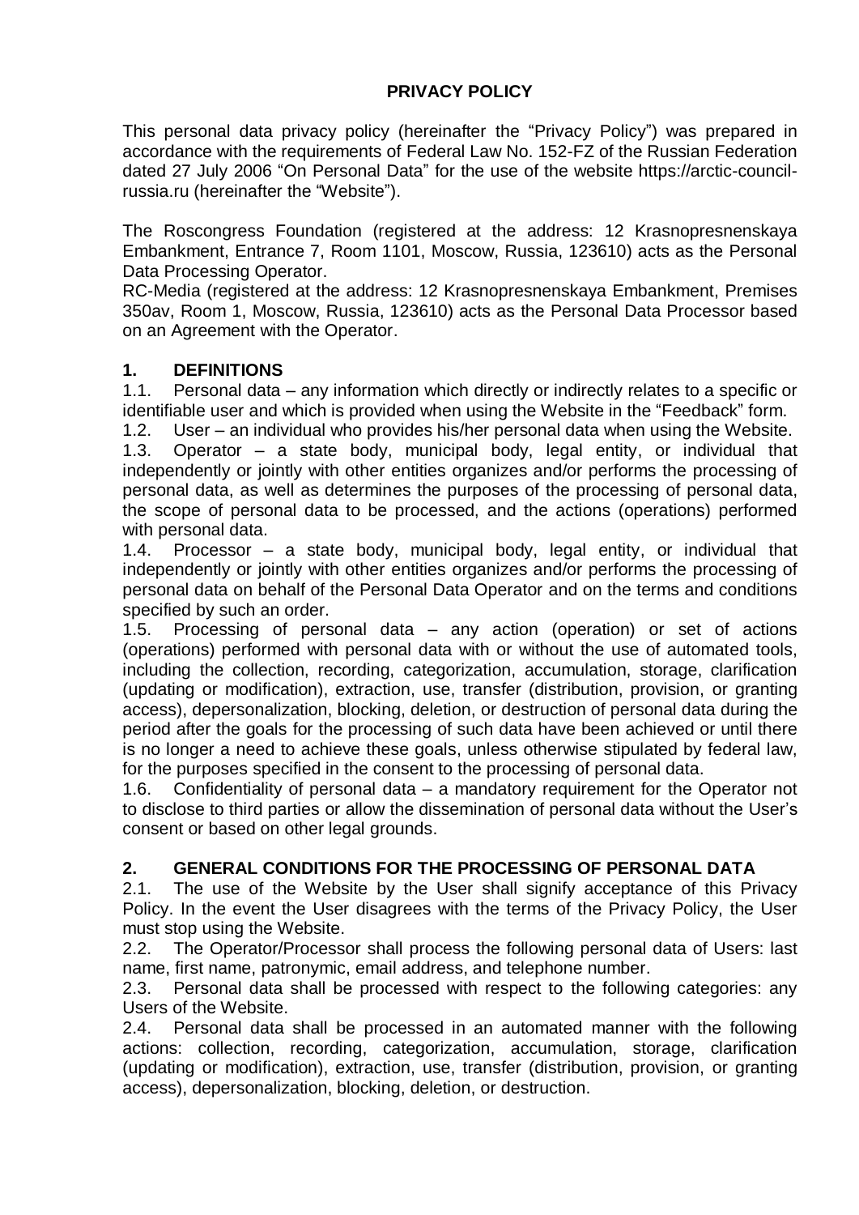# PRIVACY POLICY

This personal data privacy policy (hereinafter the "Privacy Policy") was prepared in accordance with the requirements of Federal Law No. 152-FZ of the Russian Federation dated 27 July 2006 "On Personal Data" for the use of the website https://arctic-council-russia.ru (hereinafter the "Website").

The Roscongress Foundation (registered at the address: 12 Krasnopresnenskaya Embankment, Entrance 7, Room 1101, Moscow, Russia, 123610) acts as the Personal Data Processing Operator.

RC-Media (registered at the address: 12 Krasnopresnenskaya Embankment, Premises 350av, Room 1, Moscow, Russia, 123610) acts as the Personal Data Processor based on an Agreement with the Operator.

## 1. DEFINITIONS

1.1. Personal data – any information which directly or indirectly relates to a specific or identifiable user and which is provided when using the Website in the "Feedback" form.

1.2. User – an individual who provides his/her personal data when using the Website.

1.3. Operator – a state body, municipal body, legal entity, or individual that independently or jointly with other entities organizes and/or performs the processing of personal data, as well as determines the purposes of the processing of personal data, the scope of personal data to be processed, and the actions (operations) performed with personal data.

1.4. Processor – a state body, municipal body, legal entity, or individual that independently or jointly with other entities organizes and/or performs the processing of personal data on behalf of the Personal Data Operator and on the terms and conditions specified by such an order.

1.5. Processing of personal data – any action (operation) or set of actions (operations) performed with personal data with or without the use of automated tools, including the collection, recording, categorization, accumulation, storage, clarification (updating or modification), extraction, use, transfer (distribution, provision, or granting access), depersonalization, blocking, deletion, or destruction of personal data during the period after the goals for the processing of such data have been achieved or until there is no longer a need to achieve these goals, unless otherwise stipulated by federal law, for the purposes specified in the consent to the processing of personal data.

1.6. Confidentiality of personal data – a mandatory requirement for the Operator not to disclose to third parties or allow the dissemination of personal data without the User's consent or based on other legal grounds.

## 2. GENERAL CONDITIONS FOR THE PROCESSING OF PERSONAL DATA

2.1. The use of the Website by the User shall signify acceptance of this Privacy Policy. In the event the User disagrees with the terms of the Privacy Policy, the User must stop using the Website.

2.2. The Operator/Processor shall process the following personal data of Users: last name, first name, patronymic, email address, and telephone number.

2.3. Personal data shall be processed with respect to the following categories: any Users of the Website.

2.4. Personal data shall be processed in an automated manner with the following actions: collection, recording, categorization, accumulation, storage, clarification (updating or modification), extraction, use, transfer (distribution, provision, or granting access), depersonalization, blocking, deletion, or destruction.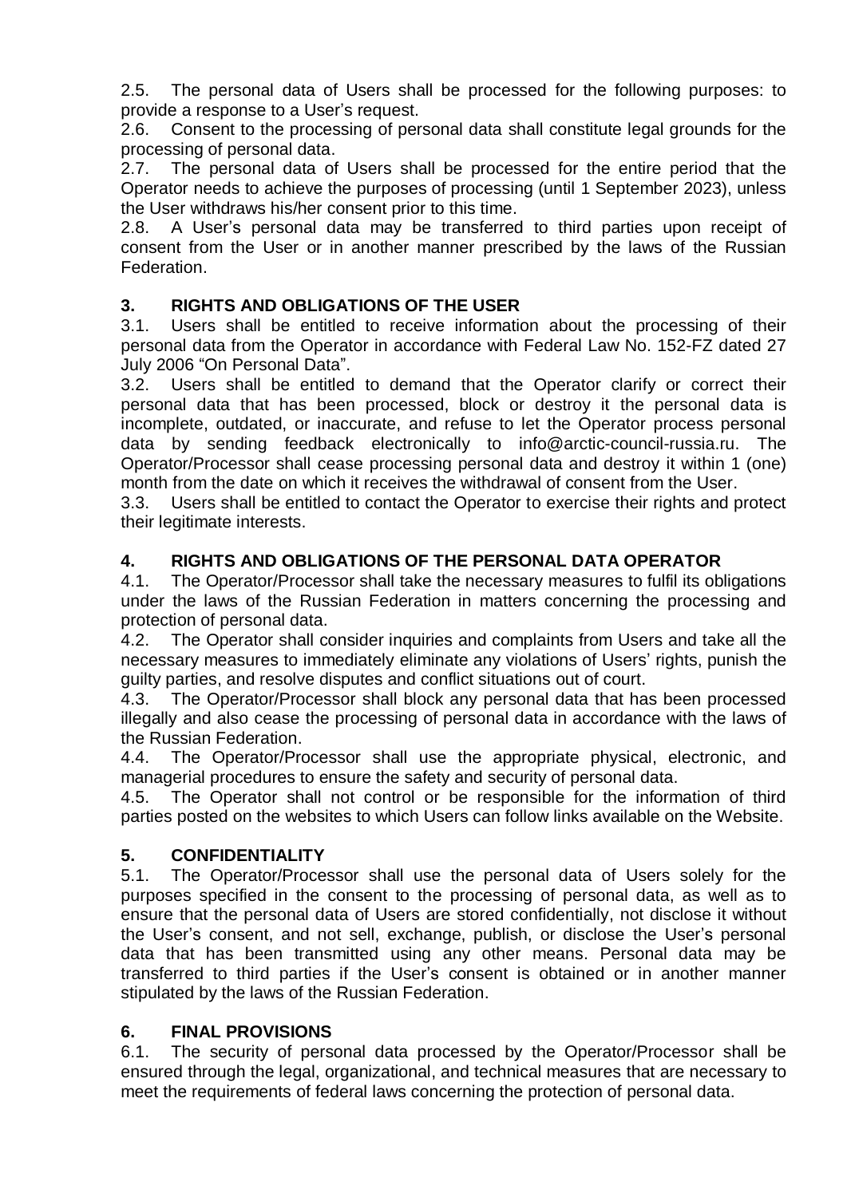2.5. The personal data of Users shall be processed for the following purposes: to provide a response to a User's request.

2.6. Consent to the processing of personal data shall constitute legal grounds for the processing of personal data.

2.7. The personal data of Users shall be processed for the entire period that the Operator needs to achieve the purposes of processing (until 1 September 2023), unless the User withdraws his/her consent prior to this time.

2.8. A User's personal data may be transferred to third parties upon receipt of consent from the User or in another manner prescribed by the laws of the Russian Federation.

## 3. RIGHTS AND OBLIGATIONS OF THE USER

3.1. Users shall be entitled to receive information about the processing of their personal data from the Operator in accordance with Federal Law No. 152-FZ dated 27 July 2006 "On Personal Data".

3.2. Users shall be entitled to demand that the Operator clarify or correct their personal data that has been processed, block or destroy it the personal data is incomplete, outdated, or inaccurate, and refuse to let the Operator process personal data by sending feedback electronically to info@arctic-council-russia.ru. The Operator/Processor shall cease processing personal data and destroy it within 1 (one) month from the date on which it receives the withdrawal of consent from the User.

3.3. Users shall be entitled to contact the Operator to exercise their rights and protect their legitimate interests.

## 4. RIGHTS AND OBLIGATIONS OF THE PERSONAL DATA OPERATOR

4.1. The Operator/Processor shall take the necessary measures to fulfil its obligations under the laws of the Russian Federation in matters concerning the processing and protection of personal data.

4.2. The Operator shall consider inquiries and complaints from Users and take all the necessary measures to immediately eliminate any violations of Users' rights, punish the guilty parties, and resolve disputes and conflict situations out of court.

4.3. The Operator/Processor shall block any personal data that has been processed illegally and also cease the processing of personal data in accordance with the laws of the Russian Federation.

4.4. The Operator/Processor shall use the appropriate physical, electronic, and managerial procedures to ensure the safety and security of personal data.

4.5. The Operator shall not control or be responsible for the information of third parties posted on the websites to which Users can follow links available on the Website.

## 5. CONFIDENTIALITY

5.1. The Operator/Processor shall use the personal data of Users solely for the purposes specified in the consent to the processing of personal data, as well as to ensure that the personal data of Users are stored confidentially, not disclose it without the User's consent, and not sell, exchange, publish, or disclose the User's personal data that has been transmitted using any other means. Personal data may be transferred to third parties if the User's consent is obtained or in another manner stipulated by the laws of the Russian Federation.

## 6. FINAL PROVISIONS

6.1. The security of personal data processed by the Operator/Processor shall be ensured through the legal, organizational, and technical measures that are necessary to meet the requirements of federal laws concerning the protection of personal data.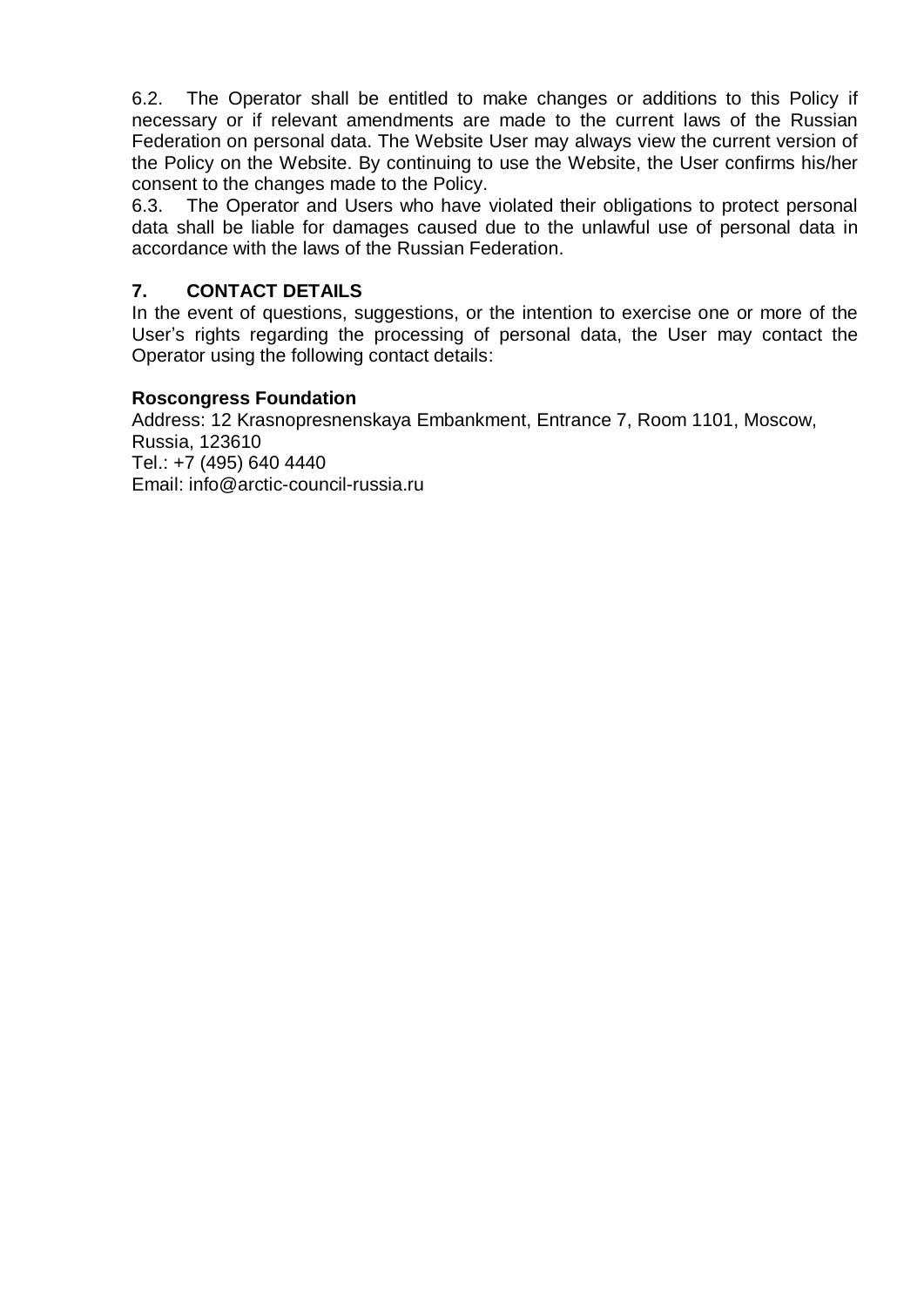6.2. The Operator shall be entitled to make changes or additions to this Policy if necessary or if relevant amendments are made to the current laws of the Russian Federation on personal data. The Website User may always view the current version of the Policy on the Website. By continuing to use the Website, the User confirms his/her consent to the changes made to the Policy.

6.3. The Operator and Users who have violated their obligations to protect personal data shall be liable for damages caused due to the unlawful use of personal data in accordance with the laws of the Russian Federation.

## 7. CONTACT DETAILS

In the event of questions, suggestions, or the intention to exercise one or more of the User's rights regarding the processing of personal data, the User may contact the Operator using the following contact details:

**Roscongress Foundation**

Address: 12 Krasnopresnenskaya Embankment, Entrance 7, Room 1101, Moscow, Russia, 123610

Tel.: +7 (495) 640 4440

Email: info@arctic-council-russia.ru